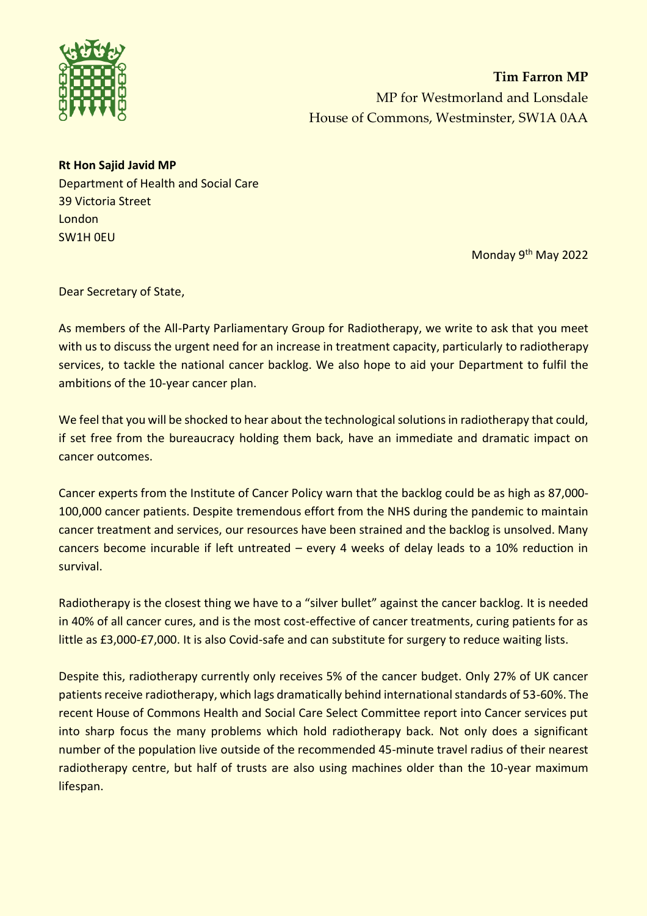**Tim Farron MP**
MP for Westmorland and Lonsdale
House of Commons, Westminster, SW1A 0AA

**Rt Hon Sajid Javid MP**
Department of Health and Social Care
39 Victoria Street
London
SW1H 0EU

Monday 9th May 2022

Dear Secretary of State,

As members of the All-Party Parliamentary Group for Radiotherapy, we write to ask that you meet with us to discuss the urgent need for an increase in treatment capacity, particularly to radiotherapy services, to tackle the national cancer backlog. We also hope to aid your Department to fulfil the ambitions of the 10-year cancer plan.

We feel that you will be shocked to hear about the technological solutions in radiotherapy that could, if set free from the bureaucracy holding them back, have an immediate and dramatic impact on cancer outcomes.

Cancer experts from the Institute of Cancer Policy warn that the backlog could be as high as 87,000-100,000 cancer patients. Despite tremendous effort from the NHS during the pandemic to maintain cancer treatment and services, our resources have been strained and the backlog is unsolved. Many cancers become incurable if left untreated – every 4 weeks of delay leads to a 10% reduction in survival.

Radiotherapy is the closest thing we have to a "silver bullet" against the cancer backlog. It is needed in 40% of all cancer cures, and is the most cost-effective of cancer treatments, curing patients for as little as £3,000-£7,000. It is also Covid-safe and can substitute for surgery to reduce waiting lists.

Despite this, radiotherapy currently only receives 5% of the cancer budget. Only 27% of UK cancer patients receive radiotherapy, which lags dramatically behind international standards of 53-60%. The recent House of Commons Health and Social Care Select Committee report into Cancer services put into sharp focus the many problems which hold radiotherapy back. Not only does a significant number of the population live outside of the recommended 45-minute travel radius of their nearest radiotherapy centre, but half of trusts are also using machines older than the 10-year maximum lifespan.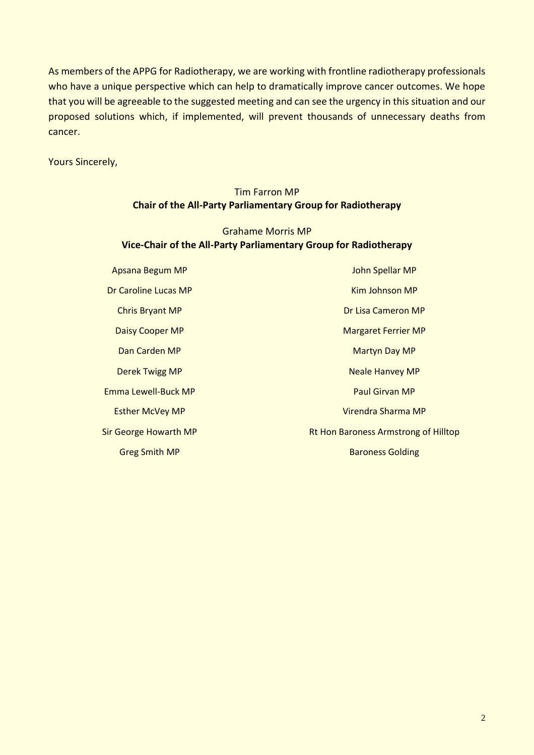As members of the APPG for Radiotherapy, we are working with frontline radiotherapy professionals who have a unique perspective which can help to dramatically improve cancer outcomes. We hope that you will be agreeable to the suggested meeting and can see the urgency in this situation and our proposed solutions which, if implemented, will prevent thousands of unnecessary deaths from cancer.

Yours Sincerely,

Tim Farron MP
**Chair of the All-Party Parliamentary Group for Radiotherapy**

Grahame Morris MP
**Vice-Chair of the All-Party Parliamentary Group for Radiotherapy**

Apsana Begum MP

Dr Caroline Lucas MP

Chris Bryant MP

Daisy Cooper MP

Dan Carden MP

Derek Twigg MP

Emma Lewell-Buck MP

Esther McVey MP

Sir George Howarth MP

Greg Smith MP

John Spellar MP

Kim Johnson MP

Dr Lisa Cameron MP

Margaret Ferrier MP

Martyn Day MP

Neale Hanvey MP

Paul Girvan MP

Virendra Sharma MP

Rt Hon Baroness Armstrong of Hilltop

Baroness Golding